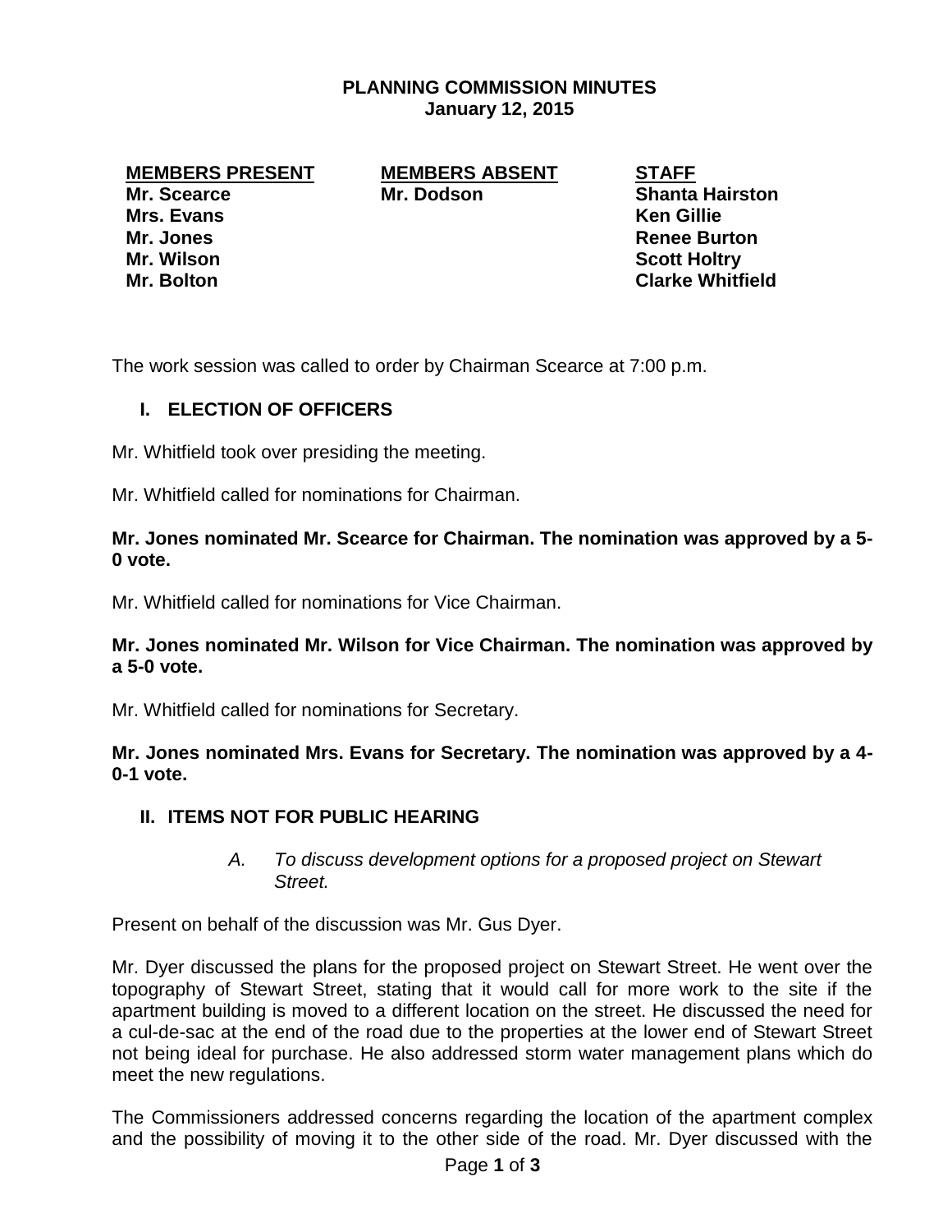# PLANNING COMMISSION MINUTES
## January 12, 2015

| MEMBERS PRESENT | MEMBERS ABSENT | STAFF |
|---|---|---|
| Mr. Scearce | Mr. Dodson | Shanta Hairston |
| Mrs. Evans | | Ken Gillie |
| Mr. Jones | | Renee Burton |
| Mr. Wilson | | Scott Holtry |
| Mr. Bolton | | Clarke Whitfield |

The work session was called to order by Chairman Scearce at 7:00 p.m.

### I. ELECTION OF OFFICERS

Mr. Whitfield took over presiding the meeting.

Mr. Whitfield called for nominations for Chairman.

**Mr. Jones nominated Mr. Scearce for Chairman. The nomination was approved by a 5-0 vote.**

Mr. Whitfield called for nominations for Vice Chairman.

**Mr. Jones nominated Mr. Wilson for Vice Chairman. The nomination was approved by a 5-0 vote.**

Mr. Whitfield called for nominations for Secretary.

**Mr. Jones nominated Mrs. Evans for Secretary. The nomination was approved by a 4-0-1 vote.**

### II. ITEMS NOT FOR PUBLIC HEARING

*A. To discuss development options for a proposed project on Stewart Street.*

Present on behalf of the discussion was Mr. Gus Dyer.

Mr. Dyer discussed the plans for the proposed project on Stewart Street. He went over the topography of Stewart Street, stating that it would call for more work to the site if the apartment building is moved to a different location on the street. He discussed the need for a cul-de-sac at the end of the road due to the properties at the lower end of Stewart Street not being ideal for purchase. He also addressed storm water management plans which do meet the new regulations.

The Commissioners addressed concerns regarding the location of the apartment complex and the possibility of moving it to the other side of the road. Mr. Dyer discussed with the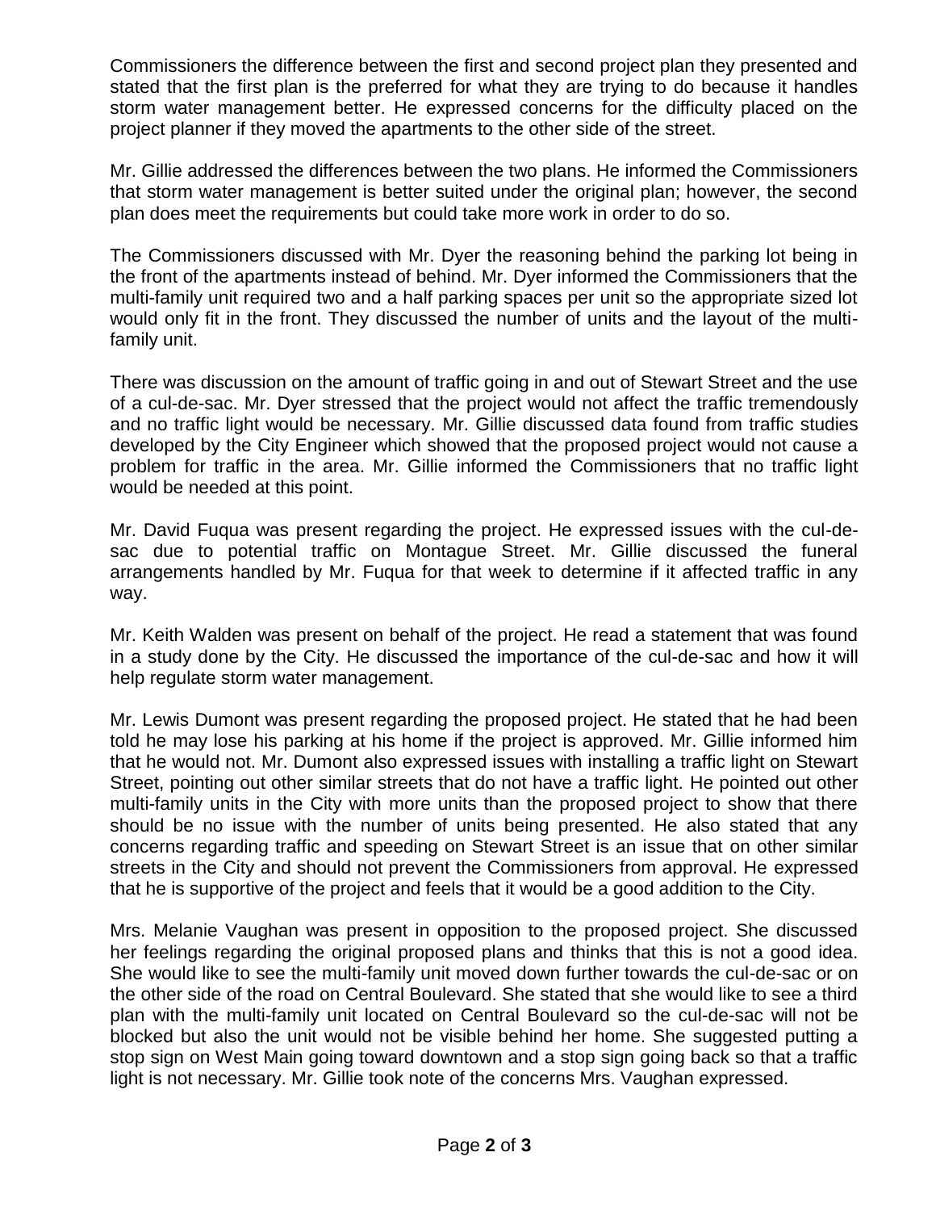Commissioners the difference between the first and second project plan they presented and stated that the first plan is the preferred for what they are trying to do because it handles storm water management better. He expressed concerns for the difficulty placed on the project planner if they moved the apartments to the other side of the street.

Mr. Gillie addressed the differences between the two plans. He informed the Commissioners that storm water management is better suited under the original plan; however, the second plan does meet the requirements but could take more work in order to do so.

The Commissioners discussed with Mr. Dyer the reasoning behind the parking lot being in the front of the apartments instead of behind. Mr. Dyer informed the Commissioners that the multi-family unit required two and a half parking spaces per unit so the appropriate sized lot would only fit in the front. They discussed the number of units and the layout of the multi-family unit.

There was discussion on the amount of traffic going in and out of Stewart Street and the use of a cul-de-sac. Mr. Dyer stressed that the project would not affect the traffic tremendously and no traffic light would be necessary. Mr. Gillie discussed data found from traffic studies developed by the City Engineer which showed that the proposed project would not cause a problem for traffic in the area. Mr. Gillie informed the Commissioners that no traffic light would be needed at this point.

Mr. David Fuqua was present regarding the project. He expressed issues with the cul-de-sac due to potential traffic on Montague Street. Mr. Gillie discussed the funeral arrangements handled by Mr. Fuqua for that week to determine if it affected traffic in any way.

Mr. Keith Walden was present on behalf of the project. He read a statement that was found in a study done by the City. He discussed the importance of the cul-de-sac and how it will help regulate storm water management.

Mr. Lewis Dumont was present regarding the proposed project. He stated that he had been told he may lose his parking at his home if the project is approved. Mr. Gillie informed him that he would not. Mr. Dumont also expressed issues with installing a traffic light on Stewart Street, pointing out other similar streets that do not have a traffic light. He pointed out other multi-family units in the City with more units than the proposed project to show that there should be no issue with the number of units being presented. He also stated that any concerns regarding traffic and speeding on Stewart Street is an issue that on other similar streets in the City and should not prevent the Commissioners from approval. He expressed that he is supportive of the project and feels that it would be a good addition to the City.

Mrs. Melanie Vaughan was present in opposition to the proposed project. She discussed her feelings regarding the original proposed plans and thinks that this is not a good idea. She would like to see the multi-family unit moved down further towards the cul-de-sac or on the other side of the road on Central Boulevard. She stated that she would like to see a third plan with the multi-family unit located on Central Boulevard so the cul-de-sac will not be blocked but also the unit would not be visible behind her home. She suggested putting a stop sign on West Main going toward downtown and a stop sign going back so that a traffic light is not necessary. Mr. Gillie took note of the concerns Mrs. Vaughan expressed.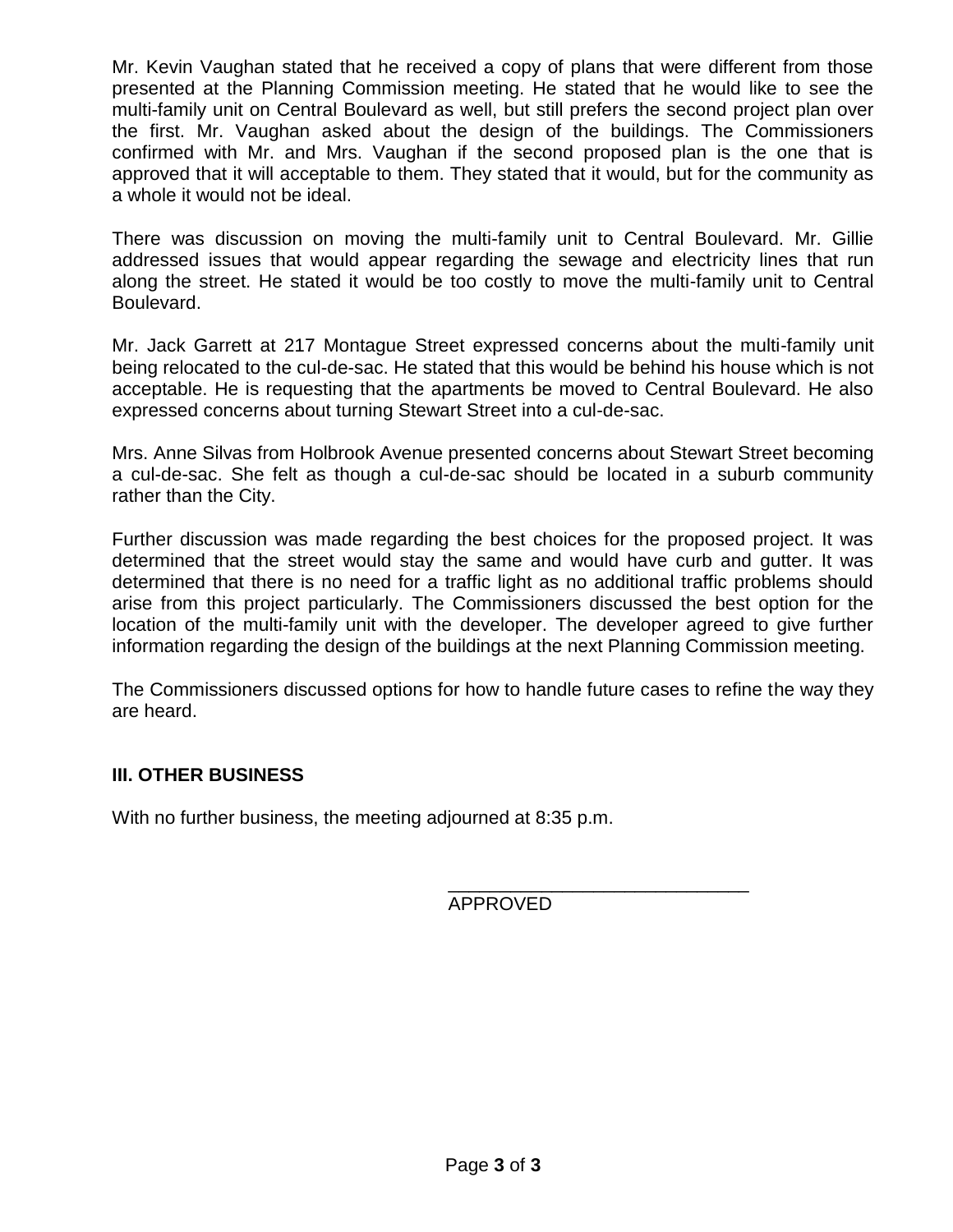Mr. Kevin Vaughan stated that he received a copy of plans that were different from those presented at the Planning Commission meeting. He stated that he would like to see the multi-family unit on Central Boulevard as well, but still prefers the second project plan over the first. Mr. Vaughan asked about the design of the buildings. The Commissioners confirmed with Mr. and Mrs. Vaughan if the second proposed plan is the one that is approved that it will acceptable to them. They stated that it would, but for the community as a whole it would not be ideal.

There was discussion on moving the multi-family unit to Central Boulevard. Mr. Gillie addressed issues that would appear regarding the sewage and electricity lines that run along the street. He stated it would be too costly to move the multi-family unit to Central Boulevard.

Mr. Jack Garrett at 217 Montague Street expressed concerns about the multi-family unit being relocated to the cul-de-sac. He stated that this would be behind his house which is not acceptable. He is requesting that the apartments be moved to Central Boulevard. He also expressed concerns about turning Stewart Street into a cul-de-sac.

Mrs. Anne Silvas from Holbrook Avenue presented concerns about Stewart Street becoming a cul-de-sac. She felt as though a cul-de-sac should be located in a suburb community rather than the City.

Further discussion was made regarding the best choices for the proposed project. It was determined that the street would stay the same and would have curb and gutter. It was determined that there is no need for a traffic light as no additional traffic problems should arise from this project particularly. The Commissioners discussed the best option for the location of the multi-family unit with the developer. The developer agreed to give further information regarding the design of the buildings at the next Planning Commission meeting.

The Commissioners discussed options for how to handle future cases to refine the way they are heard.

## III. OTHER BUSINESS

With no further business, the meeting adjourned at 8:35 p.m.

\_\_\_\_\_\_\_\_\_\_\_\_\_\_\_\_\_\_\_\_\_\_\_\_\_\_\_\_\_\_

APPROVED